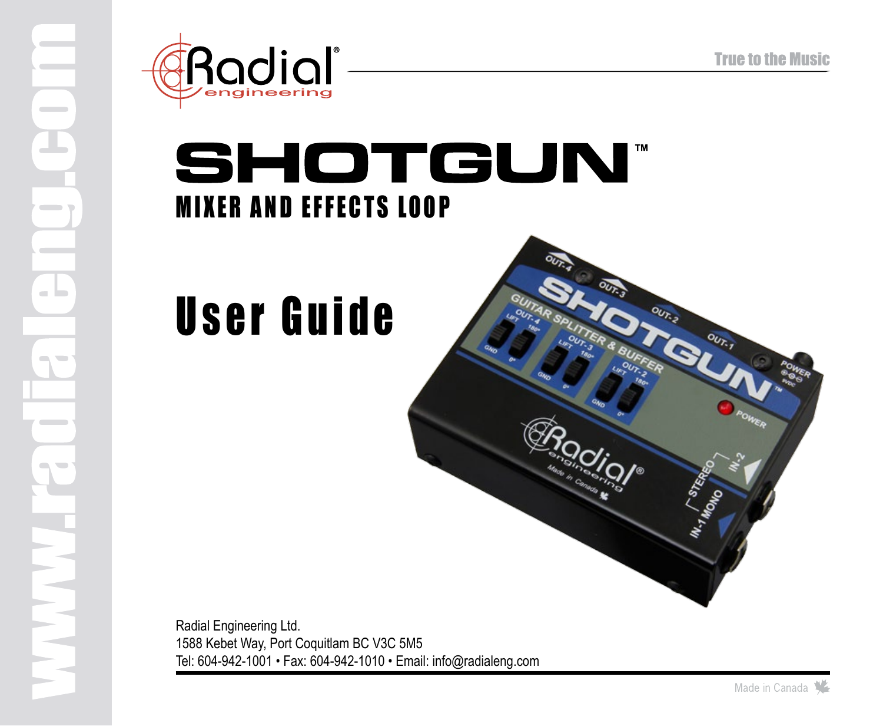True to the Music

# SHOTGUN™

## MIXER AND EFFECTS LOOP

# User Guide

Radial Engineering Ltd.
1588 Kebet Way, Port Coquitlam BC V3C 5M5
Tel: 604-942-1001 • Fax: 604-942-1010 • Email: info@radialeng.com

Made in Canada

www.radialeng.com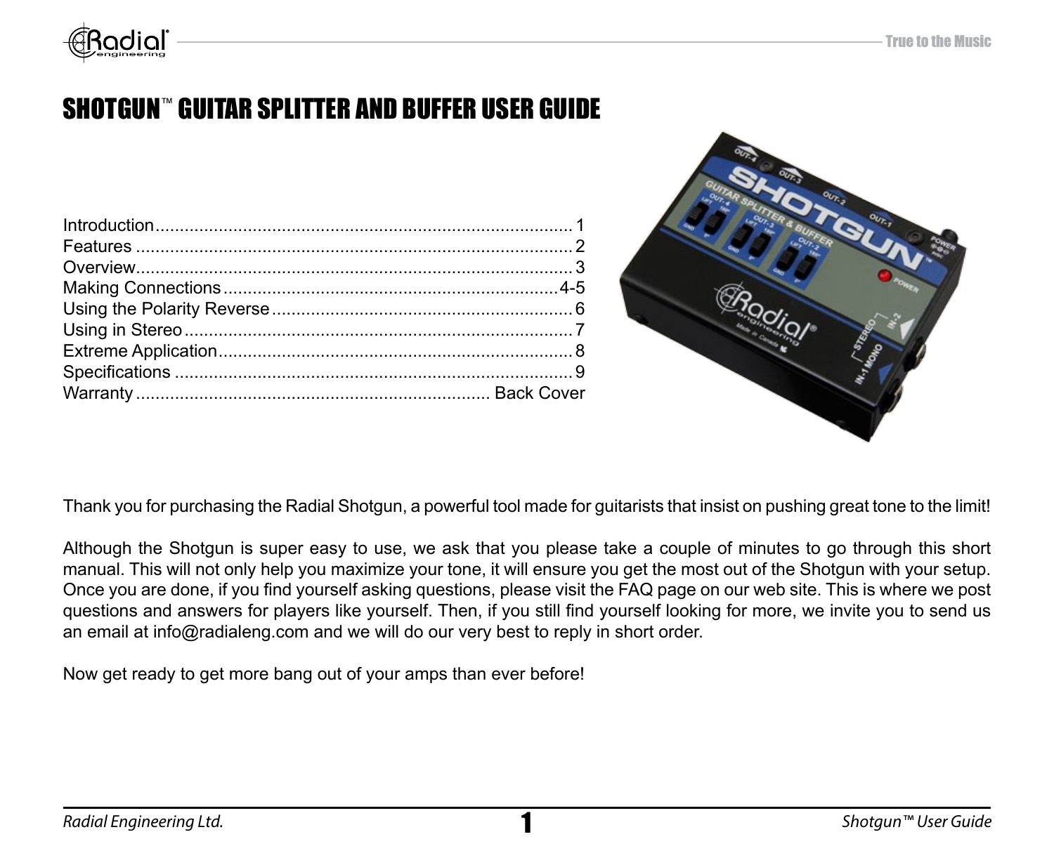# SHOTGUN™ GUITAR SPLITTER AND BUFFER USER GUIDE

| | |
|---|---|
| Introduction | 1 |
| Features | 2 |
| Overview | 3 |
| Making Connections | 4-5 |
| Using the Polarity Reverse | 6 |
| Using in Stereo | 7 |
| Extreme Application | 8 |
| Specifications | 9 |
| Warranty | Back Cover |

Thank you for purchasing the Radial Shotgun, a powerful tool made for guitarists that insist on pushing great tone to the limit!

Although the Shotgun is super easy to use, we ask that you please take a couple of minutes to go through this short manual. This will not only help you maximize your tone, it will ensure you get the most out of the Shotgun with your setup. Once you are done, if you find yourself asking questions, please visit the FAQ page on our web site. This is where we post questions and answers for players like yourself. Then, if you still find yourself looking for more, we invite you to send us an email at info@radialeng.com and we will do our very best to reply in short order.

Now get ready to get more bang out of your amps than ever before!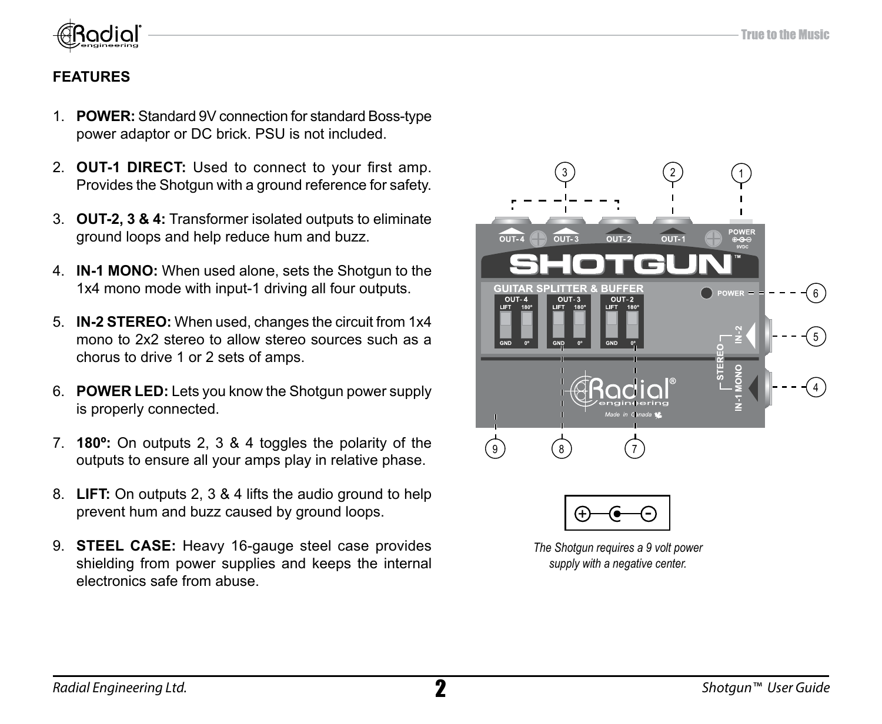## FEATURES

1. **POWER:** Standard 9V connection for standard Boss-type power adaptor or DC brick. PSU is not included.
2. **OUT-1 DIRECT:** Used to connect to your first amp. Provides the Shotgun with a ground reference for safety.
3. **OUT-2, 3 & 4:** Transformer isolated outputs to eliminate ground loops and help reduce hum and buzz.
4. **IN-1 MONO:** When used alone, sets the Shotgun to the 1x4 mono mode with input-1 driving all four outputs.
5. **IN-2 STEREO:** When used, changes the circuit from 1x4 mono to 2x2 stereo to allow stereo sources such as a chorus to drive 1 or 2 sets of amps.
6. **POWER LED:** Lets you know the Shotgun power supply is properly connected.
7. **180º:** On outputs 2, 3 & 4 toggles the polarity of the outputs to ensure all your amps play in relative phase.
8. **LIFT:** On outputs 2, 3 & 4 lifts the audio ground to help prevent hum and buzz caused by ground loops.
9. **STEEL CASE:** Heavy 16-gauge steel case provides shielding from power supplies and keeps the internal electronics safe from abuse.

*The Shotgun requires a 9 volt power supply with a negative center.*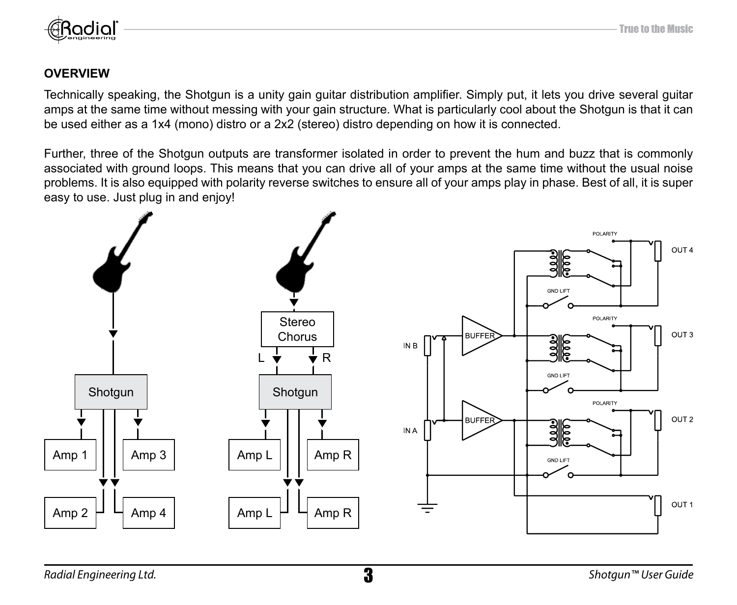## OVERVIEW

Technically speaking, the Shotgun is a unity gain guitar distribution amplifier. Simply put, it lets you drive several guitar amps at the same time without messing with your gain structure. What is particularly cool about the Shotgun is that it can be used either as a 1x4 (mono) distro or a 2x2 (stereo) distro depending on how it is connected.

Further, three of the Shotgun outputs are transformer isolated in order to prevent the hum and buzz that is commonly associated with ground loops. This means that you can drive all of your amps at the same time without the usual noise problems. It is also equipped with polarity reverse switches to ensure all of your amps play in phase. Best of all, it is super easy to use. Just plug in and enjoy!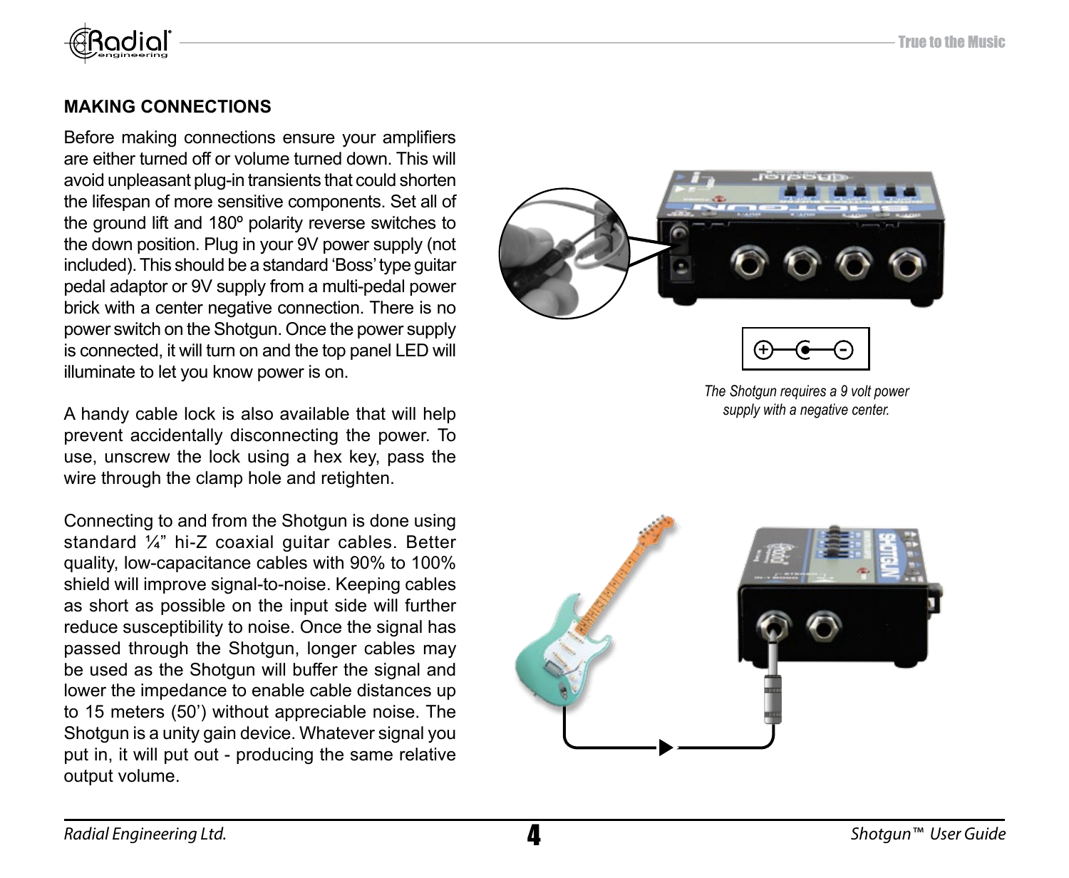## MAKING CONNECTIONS

Before making connections ensure your amplifiers are either turned off or volume turned down. This will avoid unpleasant plug-in transients that could shorten the lifespan of more sensitive components. Set all of the ground lift and 180º polarity reverse switches to the down position. Plug in your 9V power supply (not included). This should be a standard 'Boss' type guitar pedal adaptor or 9V supply from a multi-pedal power brick with a center negative connection. There is no power switch on the Shotgun. Once the power supply is connected, it will turn on and the top panel LED will illuminate to let you know power is on.

A handy cable lock is also available that will help prevent accidentally disconnecting the power. To use, unscrew the lock using a hex key, pass the wire through the clamp hole and retighten.

Connecting to and from the Shotgun is done using standard ¼" hi-Z coaxial guitar cables. Better quality, low-capacitance cables with 90% to 100% shield will improve signal-to-noise. Keeping cables as short as possible on the input side will further reduce susceptibility to noise. Once the signal has passed through the Shotgun, longer cables may be used as the Shotgun will buffer the signal and lower the impedance to enable cable distances up to 15 meters (50') without appreciable noise. The Shotgun is a unity gain device. Whatever signal you put in, it will put out - producing the same relative output volume.

*The Shotgun requires a 9 volt power supply with a negative center.*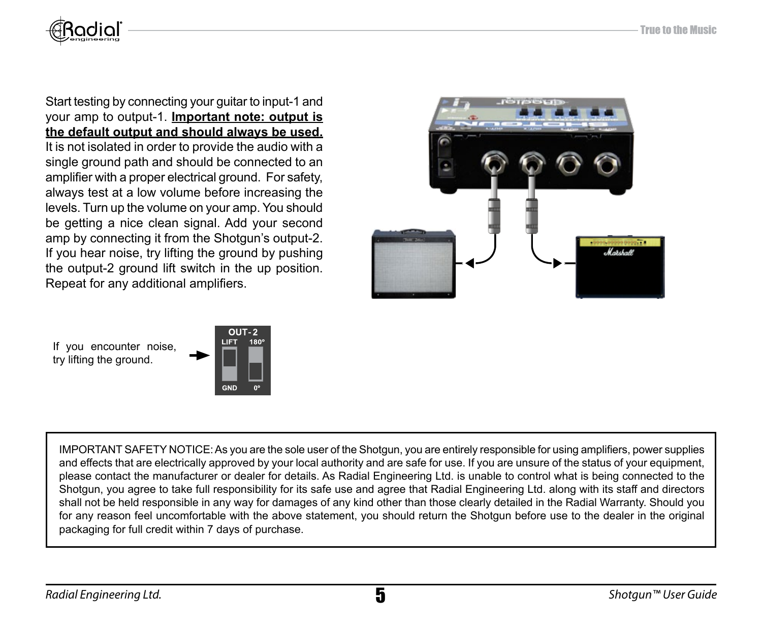Start testing by connecting your guitar to input-1 and your amp to output-1. **Important note: output is the default output and should always be used.** It is not isolated in order to provide the audio with a single ground path and should be connected to an amplifier with a proper electrical ground. For safety, always test at a low volume before increasing the levels. Turn up the volume on your amp. You should be getting a nice clean signal. Add your second amp by connecting it from the Shotgun's output-2. If you hear noise, try lifting the ground by pushing the output-2 ground lift switch in the up position. Repeat for any additional amplifiers.

If you encounter noise, try lifting the ground.

OUT-2
LIFT 180º
GND 0º

IMPORTANT SAFETY NOTICE: As you are the sole user of the Shotgun, you are entirely responsible for using amplifiers, power supplies and effects that are electrically approved by your local authority and are safe for use. If you are unsure of the status of your equipment, please contact the manufacturer or dealer for details. As Radial Engineering Ltd. is unable to control what is being connected to the Shotgun, you agree to take full responsibility for its safe use and agree that Radial Engineering Ltd. along with its staff and directors shall not be held responsible in any way for damages of any kind other than those clearly detailed in the Radial Warranty. Should you for any reason feel uncomfortable with the above statement, you should return the Shotgun before use to the dealer in the original packaging for full credit within 7 days of purchase.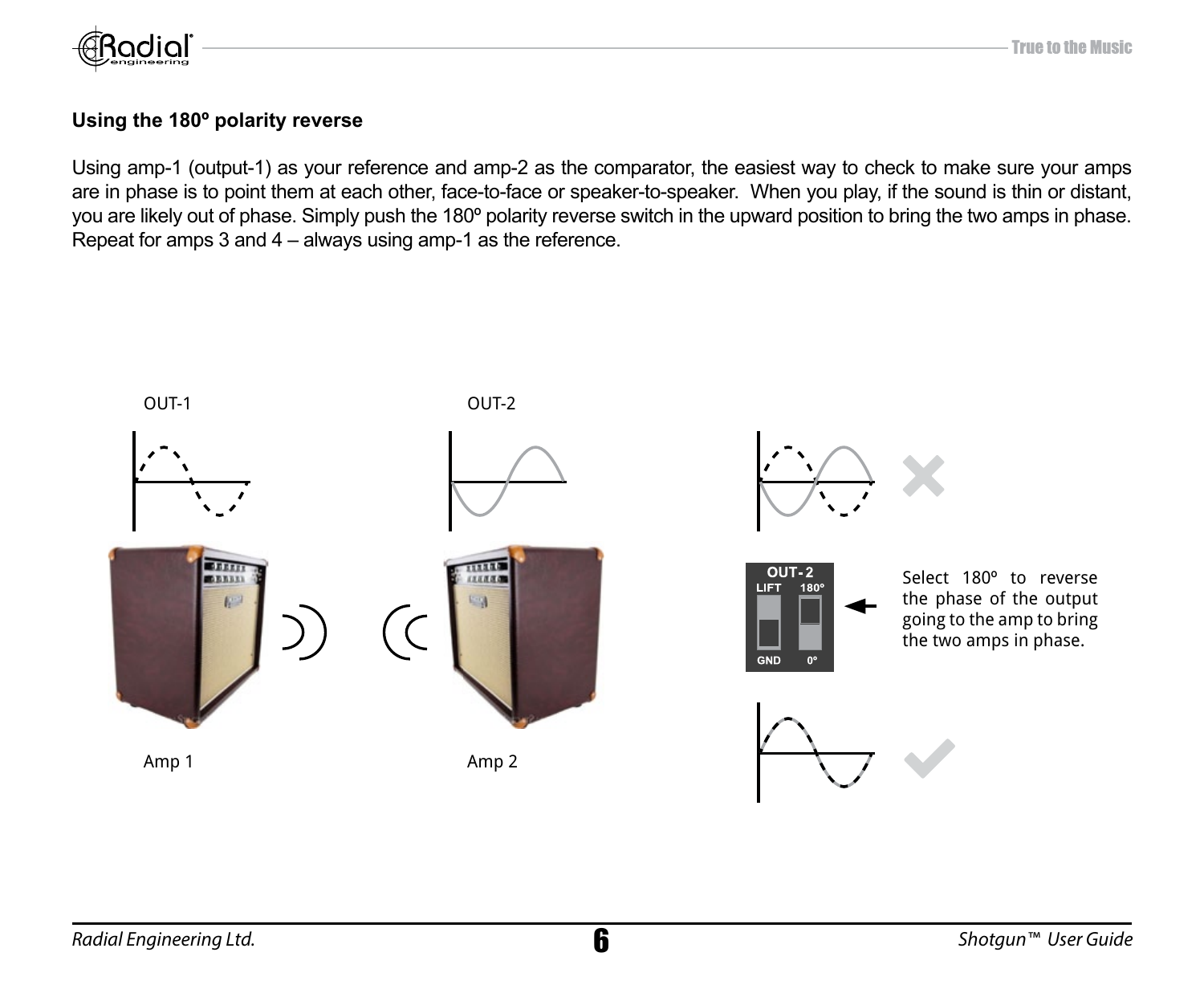### Using the 180º polarity reverse

Using amp-1 (output-1) as your reference and amp-2 as the comparator, the easiest way to check to make sure your amps are in phase is to point them at each other, face-to-face or speaker-to-speaker. When you play, if the sound is thin or distant, you are likely out of phase. Simply push the 180º polarity reverse switch in the upward position to bring the two amps in phase. Repeat for amps 3 and 4 – always using amp-1 as the reference.

OUT-1

OUT-2

Amp 1

Amp 2

OUT-2
LIFT 180º
GND 0º

Select 180º to reverse the phase of the output going to the amp to bring the two amps in phase.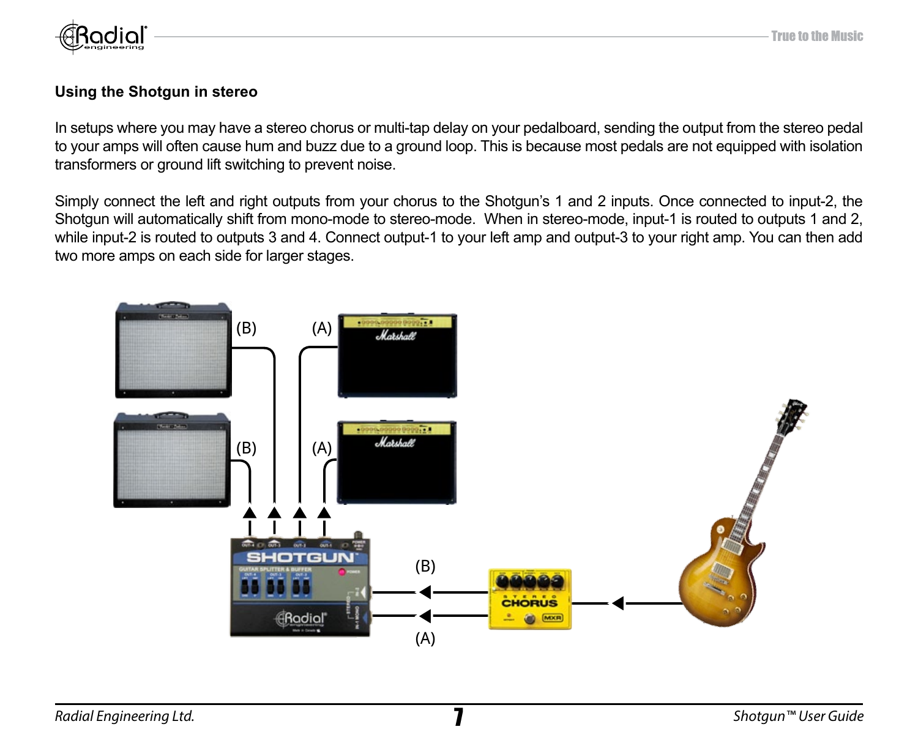### Using the Shotgun in stereo

In setups where you may have a stereo chorus or multi-tap delay on your pedalboard, sending the output from the stereo pedal to your amps will often cause hum and buzz due to a ground loop. This is because most pedals are not equipped with isolation transformers or ground lift switching to prevent noise.

Simply connect the left and right outputs from your chorus to the Shotgun's 1 and 2 inputs. Once connected to input-2, the Shotgun will automatically shift from mono-mode to stereo-mode. When in stereo-mode, input-1 is routed to outputs 1 and 2, while input-2 is routed to outputs 3 and 4. Connect output-1 to your left amp and output-3 to your right amp. You can then add two more amps on each side for larger stages.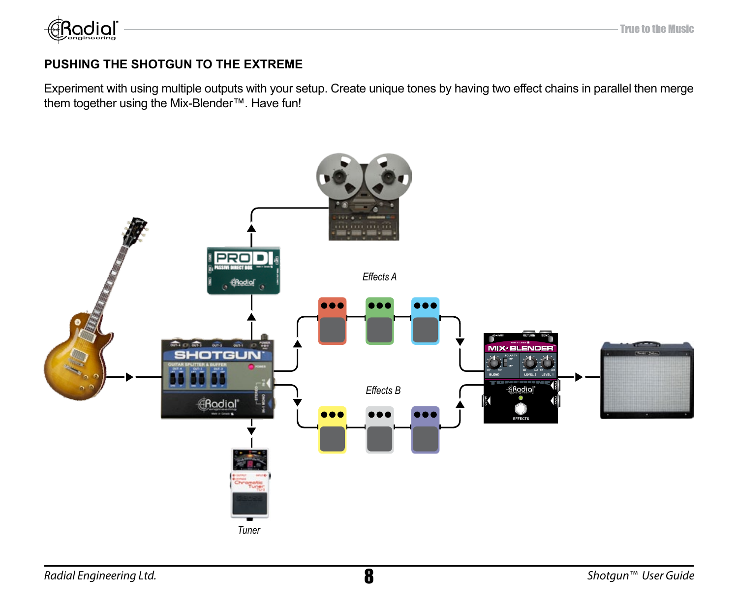## PUSHING THE SHOTGUN TO THE EXTREME

Experiment with using multiple outputs with your setup. Create unique tones by having two effect chains in parallel then merge them together using the Mix-Blender™. Have fun!

*Effects A*

*Effects B*

*Tuner*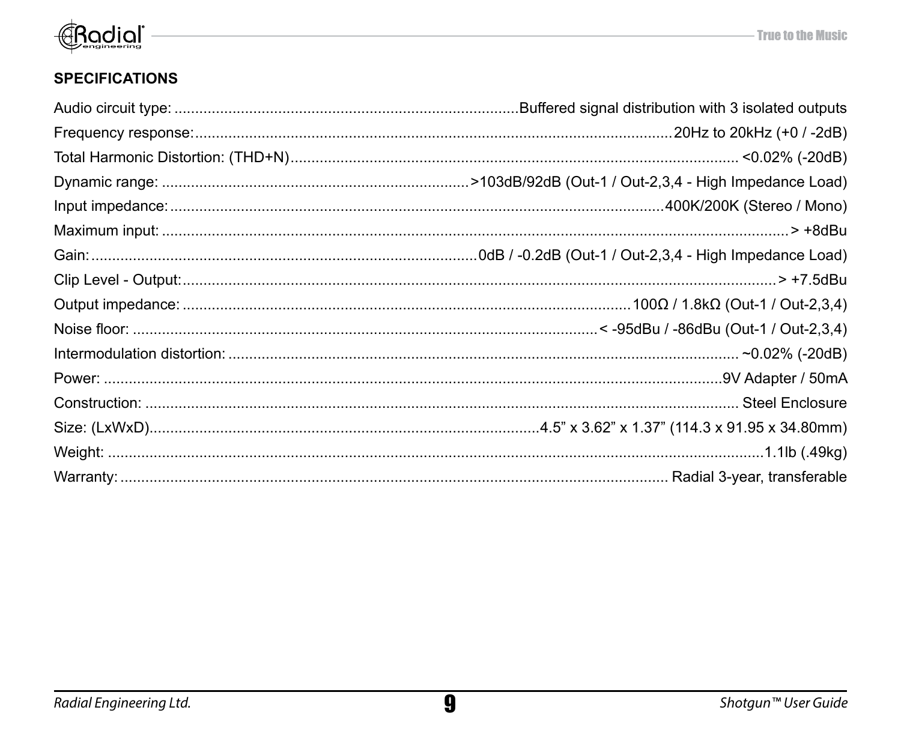## SPECIFICATIONS

| | |
|---|---|
| Audio circuit type: | Buffered signal distribution with 3 isolated outputs |
| Frequency response: | 20Hz to 20kHz (+0 / -2dB) |
| Total Harmonic Distortion: (THD+N) | <0.02% (-20dB) |
| Dynamic range: | >103dB/92dB (Out-1 / Out-2,3,4 - High Impedance Load) |
| Input impedance: | 400K/200K (Stereo / Mono) |
| Maximum input: | > +8dBu |
| Gain: | 0dB / -0.2dB (Out-1 / Out-2,3,4 - High Impedance Load) |
| Clip Level - Output: | > +7.5dBu |
| Output impedance: | 100Ω / 1.8kΩ (Out-1 / Out-2,3,4) |
| Noise floor: | < -95dBu / -86dBu (Out-1 / Out-2,3,4) |
| Intermodulation distortion: | ~0.02% (-20dB) |
| Power: | 9V Adapter / 50mA |
| Construction: | Steel Enclosure |
| Size: (LxWxD) | 4.5" x 3.62" x 1.37" (114.3 x 91.95 x 34.80mm) |
| Weight: | 1.1lb (.49kg) |
| Warranty: | Radial 3-year, transferable |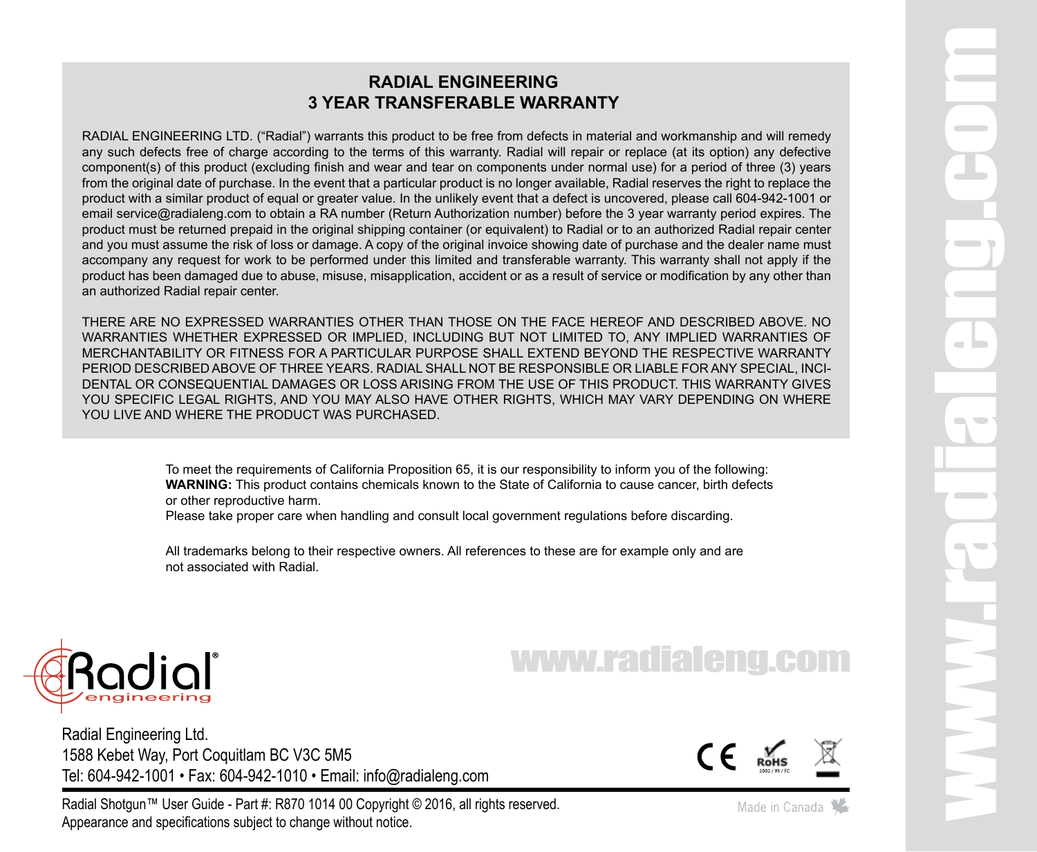## RADIAL ENGINEERING
## 3 YEAR TRANSFERABLE WARRANTY

RADIAL ENGINEERING LTD. ("Radial") warrants this product to be free from defects in material and workmanship and will remedy any such defects free of charge according to the terms of this warranty. Radial will repair or replace (at its option) any defective component(s) of this product (excluding finish and wear and tear on components under normal use) for a period of three (3) years from the original date of purchase. In the event that a particular product is no longer available, Radial reserves the right to replace the product with a similar product of equal or greater value. In the unlikely event that a defect is uncovered, please call 604-942-1001 or email service@radialeng.com to obtain a RA number (Return Authorization number) before the 3 year warranty period expires. The product must be returned prepaid in the original shipping container (or equivalent) to Radial or to an authorized Radial repair center and you must assume the risk of loss or damage. A copy of the original invoice showing date of purchase and the dealer name must accompany any request for work to be performed under this limited and transferable warranty. This warranty shall not apply if the product has been damaged due to abuse, misuse, misapplication, accident or as a result of service or modification by any other than an authorized Radial repair center.

THERE ARE NO EXPRESSED WARRANTIES OTHER THAN THOSE ON THE FACE HEREOF AND DESCRIBED ABOVE. NO WARRANTIES WHETHER EXPRESSED OR IMPLIED, INCLUDING BUT NOT LIMITED TO, ANY IMPLIED WARRANTIES OF MERCHANTABILITY OR FITNESS FOR A PARTICULAR PURPOSE SHALL EXTEND BEYOND THE RESPECTIVE WARRANTY PERIOD DESCRIBED ABOVE OF THREE YEARS. RADIAL SHALL NOT BE RESPONSIBLE OR LIABLE FOR ANY SPECIAL, INCIDENTAL OR CONSEQUENTIAL DAMAGES OR LOSS ARISING FROM THE USE OF THIS PRODUCT. THIS WARRANTY GIVES YOU SPECIFIC LEGAL RIGHTS, AND YOU MAY ALSO HAVE OTHER RIGHTS, WHICH MAY VARY DEPENDING ON WHERE YOU LIVE AND WHERE THE PRODUCT WAS PURCHASED.

To meet the requirements of California Proposition 65, it is our responsibility to inform you of the following:
**WARNING:** This product contains chemicals known to the State of California to cause cancer, birth defects or other reproductive harm.
Please take proper care when handling and consult local government regulations before discarding.

All trademarks belong to their respective owners. All references to these are for example only and are not associated with Radial.

Radial® engineering

www.radialeng.com

Radial Engineering Ltd.
1588 Kebet Way, Port Coquitlam BC V3C 5M5
Tel: 604-942-1001 • Fax: 604-942-1010 • Email: info@radialeng.com

CE RoHS 2002 / 95 / EC

Radial Shotgun™ User Guide - Part #: R870 1014 00 Copyright © 2016, all rights reserved.
Appearance and specifications subject to change without notice.

Made in Canada

www.radialeng.com